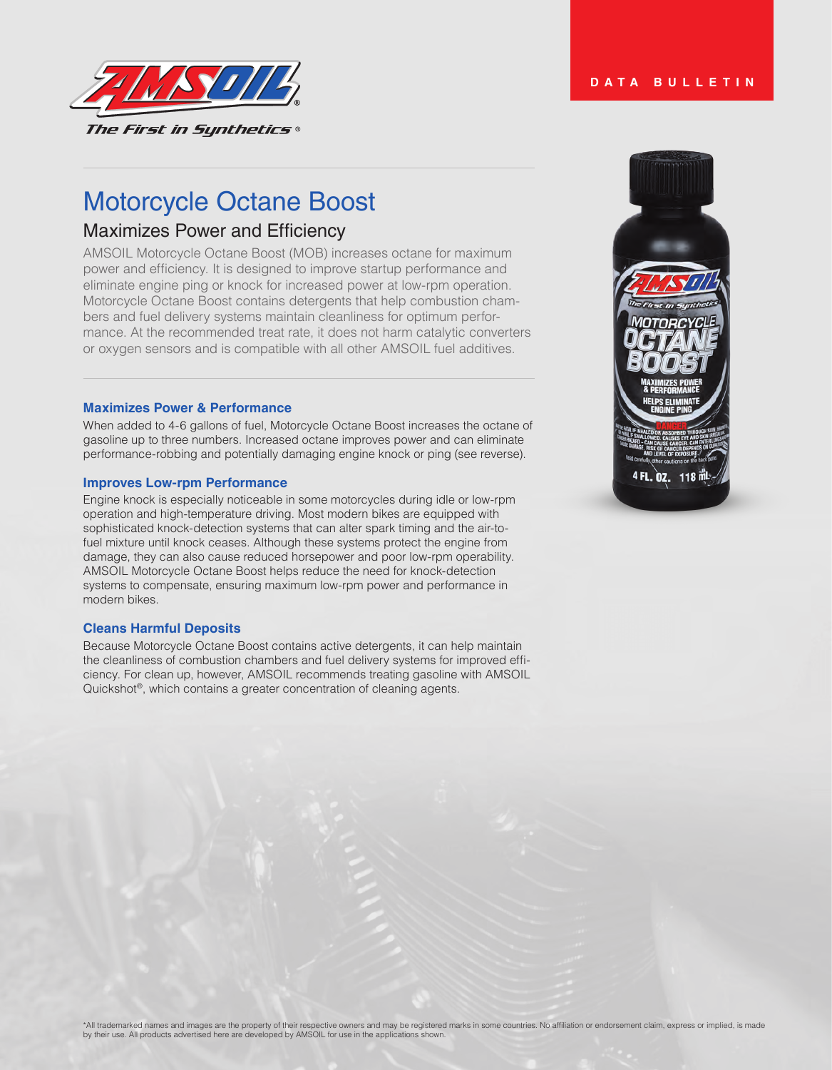DATA BULLETIN

# Motorcycle Octane Boost

## Maximizes Power and Efficiency

AMSOIL Motorcycle Octane Boost (MOB) increases octane for maximum power and efficiency. It is designed to improve startup performance and eliminate engine ping or knock for increased power at low-rpm operation. Motorcycle Octane Boost contains detergents that help combustion chambers and fuel delivery systems maintain cleanliness for optimum performance. At the recommended treat rate, it does not harm catalytic converters or oxygen sensors and is compatible with all other AMSOIL fuel additives.

### Maximizes Power & Performance

When added to 4-6 gallons of fuel, Motorcycle Octane Boost increases the octane of gasoline up to three numbers. Increased octane improves power and can eliminate performance-robbing and potentially damaging engine knock or ping (see reverse).

### Improves Low-rpm Performance

Engine knock is especially noticeable in some motorcycles during idle or low-rpm operation and high-temperature driving. Most modern bikes are equipped with sophisticated knock-detection systems that can alter spark timing and the air-to-fuel mixture until knock ceases. Although these systems protect the engine from damage, they can also cause reduced horsepower and poor low-rpm operability. AMSOIL Motorcycle Octane Boost helps reduce the need for knock-detection systems to compensate, ensuring maximum low-rpm power and performance in modern bikes.

### Cleans Harmful Deposits

Because Motorcycle Octane Boost contains active detergents, it can help maintain the cleanliness of combustion chambers and fuel delivery systems for improved efficiency. For clean up, however, AMSOIL recommends treating gasoline with AMSOIL Quickshot®, which contains a greater concentration of cleaning agents.

*All trademarked names and images are the property of their respective owners and may be registered marks in some countries. No affiliation or endorsement claim, express or implied, is made by their use. All products advertised here are developed by AMSOIL for use in the applications shown.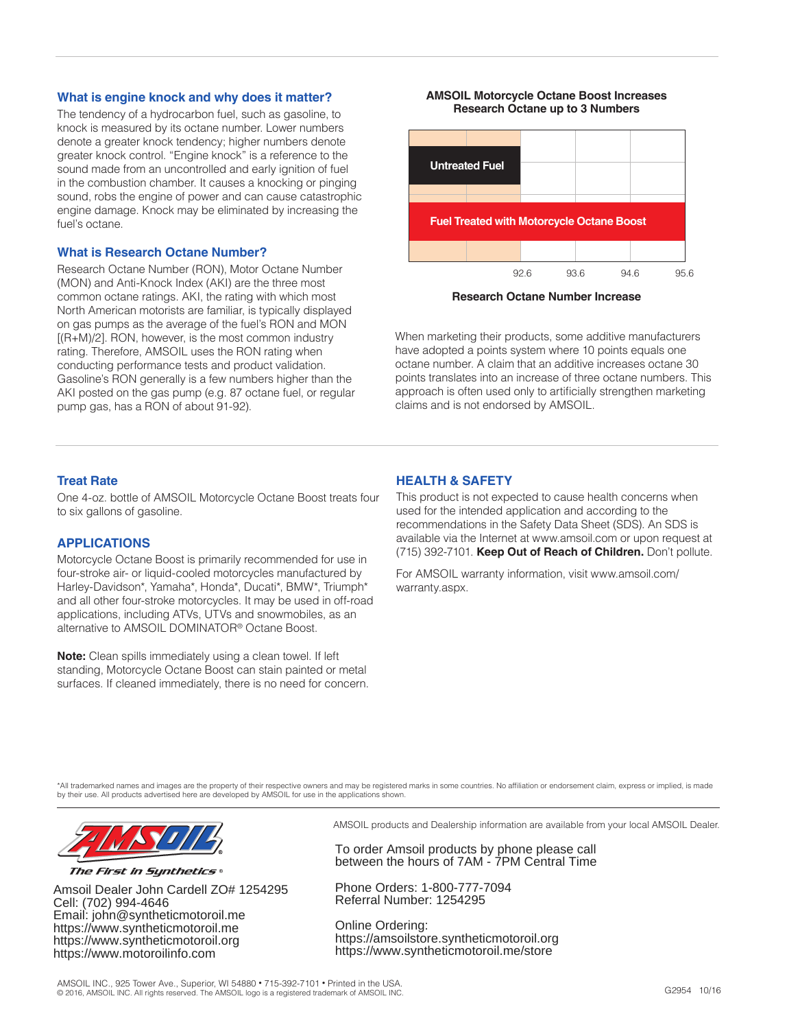## What is engine knock and why does it matter?

The tendency of a hydrocarbon fuel, such as gasoline, to knock is measured by its octane number. Lower numbers denote a greater knock tendency; higher numbers denote greater knock control. "Engine knock" is a reference to the sound made from an uncontrolled and early ignition of fuel in the combustion chamber. It causes a knocking or pinging sound, robs the engine of power and can cause catastrophic engine damage. Knock may be eliminated by increasing the fuel's octane.

## What is Research Octane Number?

Research Octane Number (RON), Motor Octane Number (MON) and Anti-Knock Index (AKI) are the three most common octane ratings. AKI, the rating with which most North American motorists are familiar, is typically displayed on gas pumps as the average of the fuel's RON and MON [(R+M)/2]. RON, however, is the most common industry rating. Therefore, AMSOIL uses the RON rating when conducting performance tests and product validation. Gasoline's RON generally is a few numbers higher than the AKI posted on the gas pump (e.g. 87 octane fuel, or regular pump gas, has a RON of about 91-92).

**AMSOIL Motorcycle Octane Boost Increases Research Octane up to 3 Numbers**

Untreated Fuel

Fuel Treated with Motorcycle Octane Boost

92.6 93.6 94.6 95.6

**Research Octane Number Increase**

When marketing their products, some additive manufacturers have adopted a points system where 10 points equals one octane number. A claim that an additive increases octane 30 points translates into an increase of three octane numbers. This approach is often used only to artificially strengthen marketing claims and is not endorsed by AMSOIL.

## Treat Rate

One 4-oz. bottle of AMSOIL Motorcycle Octane Boost treats four to six gallons of gasoline.

## APPLICATIONS

Motorcycle Octane Boost is primarily recommended for use in four-stroke air- or liquid-cooled motorcycles manufactured by Harley-Davidson*, Yamaha*, Honda*, Ducati*, BMW*, Triumph* and all other four-stroke motorcycles. It may be used in off-road applications, including ATVs, UTVs and snowmobiles, as an alternative to AMSOIL DOMINATOR® Octane Boost.

**Note:** Clean spills immediately using a clean towel. If left standing, Motorcycle Octane Boost can stain painted or metal surfaces. If cleaned immediately, there is no need for concern.

## HEALTH & SAFETY

This product is not expected to cause health concerns when used for the intended application and according to the recommendations in the Safety Data Sheet (SDS). An SDS is available via the Internet at www.amsoil.com or upon request at (715) 392-7101. **Keep Out of Reach of Children.** Don't pollute.

For AMSOIL warranty information, visit www.amsoil.com/warranty.aspx.

*All trademarked names and images are the property of their respective owners and may be registered marks in some countries. No affiliation or endorsement claim, express or implied, is made by their use. All products advertised here are developed by AMSOIL for use in the applications shown.

AMSOIL

*The First In Synthetics®*

Amsoil Dealer John Cardell ZO# 1254295
Cell: (702) 994-4646
Email: john@syntheticmotoroil.me
https://www.syntheticmotoroil.me
https://www.syntheticmotoroil.org
https://www.motoroilinfo.com

AMSOIL products and Dealership information are available from your local AMSOIL Dealer.

To order Amsoil products by phone please call between the hours of 7AM - 7PM Central Time

Phone Orders: 1-800-777-7094
Referral Number: 1254295

Online Ordering:
https://amsoilstore.syntheticmotoroil.org
https://www.syntheticmotoroil.me/store

AMSOIL INC., 925 Tower Ave., Superior, WI 54880 • 715-392-7101 • Printed in the USA.
© 2016, AMSOIL INC. All rights reserved. The AMSOIL logo is a registered trademark of AMSOIL INC.

G2954 10/16